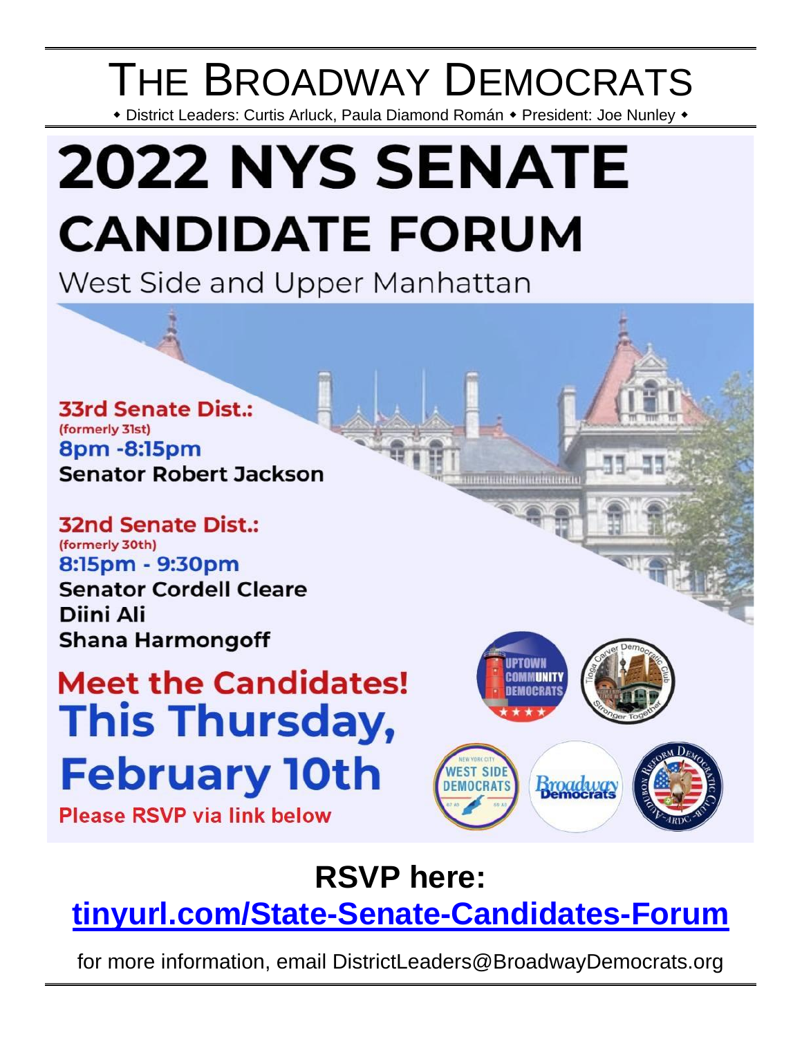# THE BROADWAY DEMOCRATS

◆ District Leaders: Curtis Arluck, Paula Diamond Román ◆ President: Joe Nunley ◆

# 2022 NYS SENATE CANDIDATE FORUM

West Side and Upper Manhattan

**33rd Senate Dist.:**
(formerly 31st)
**8pm -8:15pm**
**Senator Robert Jackson**

**32nd Senate Dist.:**
(formerly 30th)
**8:15pm - 9:30pm**
**Senator Cordell Cleare**
**Diini Ali**
**Shana Harmongoff**

## Meet the Candidates!

## This Thursday, February 10th

**Please RSVP via link below**

UPTOWN COMMUNITY DEMOCRATS ◆ Tioga Carver Democratic Club – Stronger Together ◆ New York City West Side Democrats ◆ Broadway Democrats ◆ Audubon Reform Democratic Club – ARDC

## RSVP here:

**tinyurl.com/State-Senate-Candidates-Forum**

for more information, email DistrictLeaders@BroadwayDemocrats.org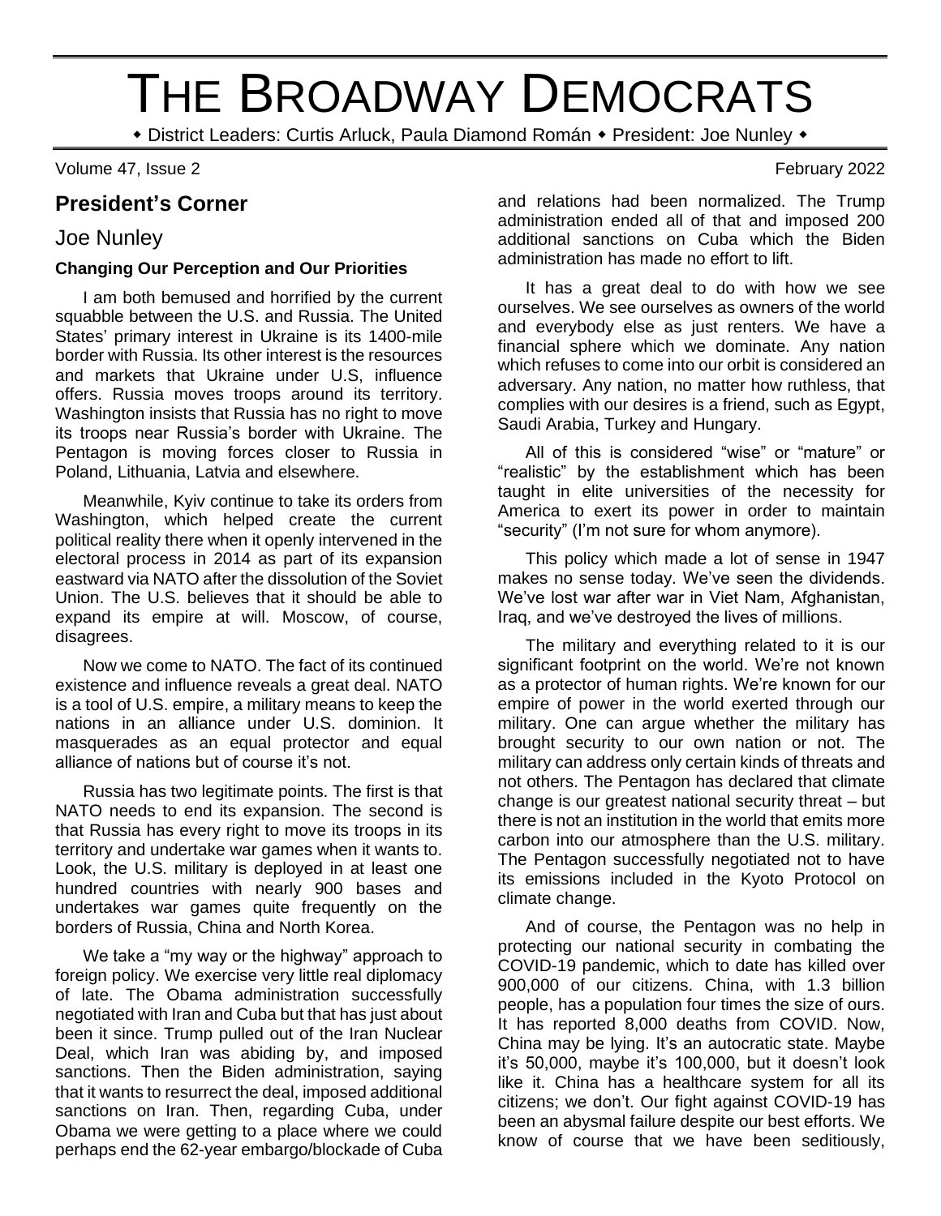# THE BROADWAY DEMOCRATS

◆ District Leaders: Curtis Arluck, Paula Diamond Román ◆ President: Joe Nunley ◆

Volume 47, Issue 2 February 2022

## President's Corner

### Joe Nunley

**Changing Our Perception and Our Priorities**

I am both bemused and horrified by the current squabble between the U.S. and Russia. The United States' primary interest in Ukraine is its 1400-mile border with Russia. Its other interest is the resources and markets that Ukraine under U.S, influence offers. Russia moves troops around its territory. Washington insists that Russia has no right to move its troops near Russia's border with Ukraine. The Pentagon is moving forces closer to Russia in Poland, Lithuania, Latvia and elsewhere.

Meanwhile, Kyiv continue to take its orders from Washington, which helped create the current political reality there when it openly intervened in the electoral process in 2014 as part of its expansion eastward via NATO after the dissolution of the Soviet Union. The U.S. believes that it should be able to expand its empire at will. Moscow, of course, disagrees.

Now we come to NATO. The fact of its continued existence and influence reveals a great deal. NATO is a tool of U.S. empire, a military means to keep the nations in an alliance under U.S. dominion. It masquerades as an equal protector and equal alliance of nations but of course it's not.

Russia has two legitimate points. The first is that NATO needs to end its expansion. The second is that Russia has every right to move its troops in its territory and undertake war games when it wants to. Look, the U.S. military is deployed in at least one hundred countries with nearly 900 bases and undertakes war games quite frequently on the borders of Russia, China and North Korea.

We take a "my way or the highway" approach to foreign policy. We exercise very little real diplomacy of late. The Obama administration successfully negotiated with Iran and Cuba but that has just about been it since. Trump pulled out of the Iran Nuclear Deal, which Iran was abiding by, and imposed sanctions. Then the Biden administration, saying that it wants to resurrect the deal, imposed additional sanctions on Iran. Then, regarding Cuba, under Obama we were getting to a place where we could perhaps end the 62-year embargo/blockade of Cuba and relations had been normalized. The Trump administration ended all of that and imposed 200 additional sanctions on Cuba which the Biden administration has made no effort to lift.

It has a great deal to do with how we see ourselves. We see ourselves as owners of the world and everybody else as just renters. We have a financial sphere which we dominate. Any nation which refuses to come into our orbit is considered an adversary. Any nation, no matter how ruthless, that complies with our desires is a friend, such as Egypt, Saudi Arabia, Turkey and Hungary.

All of this is considered "wise" or "mature" or "realistic" by the establishment which has been taught in elite universities of the necessity for America to exert its power in order to maintain "security" (I'm not sure for whom anymore).

This policy which made a lot of sense in 1947 makes no sense today. We've seen the dividends. We've lost war after war in Viet Nam, Afghanistan, Iraq, and we've destroyed the lives of millions.

The military and everything related to it is our significant footprint on the world. We're not known as a protector of human rights. We're known for our empire of power in the world exerted through our military. One can argue whether the military has brought security to our own nation or not. The military can address only certain kinds of threats and not others. The Pentagon has declared that climate change is our greatest national security threat – but there is not an institution in the world that emits more carbon into our atmosphere than the U.S. military. The Pentagon successfully negotiated not to have its emissions included in the Kyoto Protocol on climate change.

And of course, the Pentagon was no help in protecting our national security in combating the COVID-19 pandemic, which to date has killed over 900,000 of our citizens. China, with 1.3 billion people, has a population four times the size of ours. It has reported 8,000 deaths from COVID. Now, China may be lying. It's an autocratic state. Maybe it's 50,000, maybe it's 100,000, but it doesn't look like it. China has a healthcare system for all its citizens; we don't. Our fight against COVID-19 has been an abysmal failure despite our best efforts. We know of course that we have been seditiously,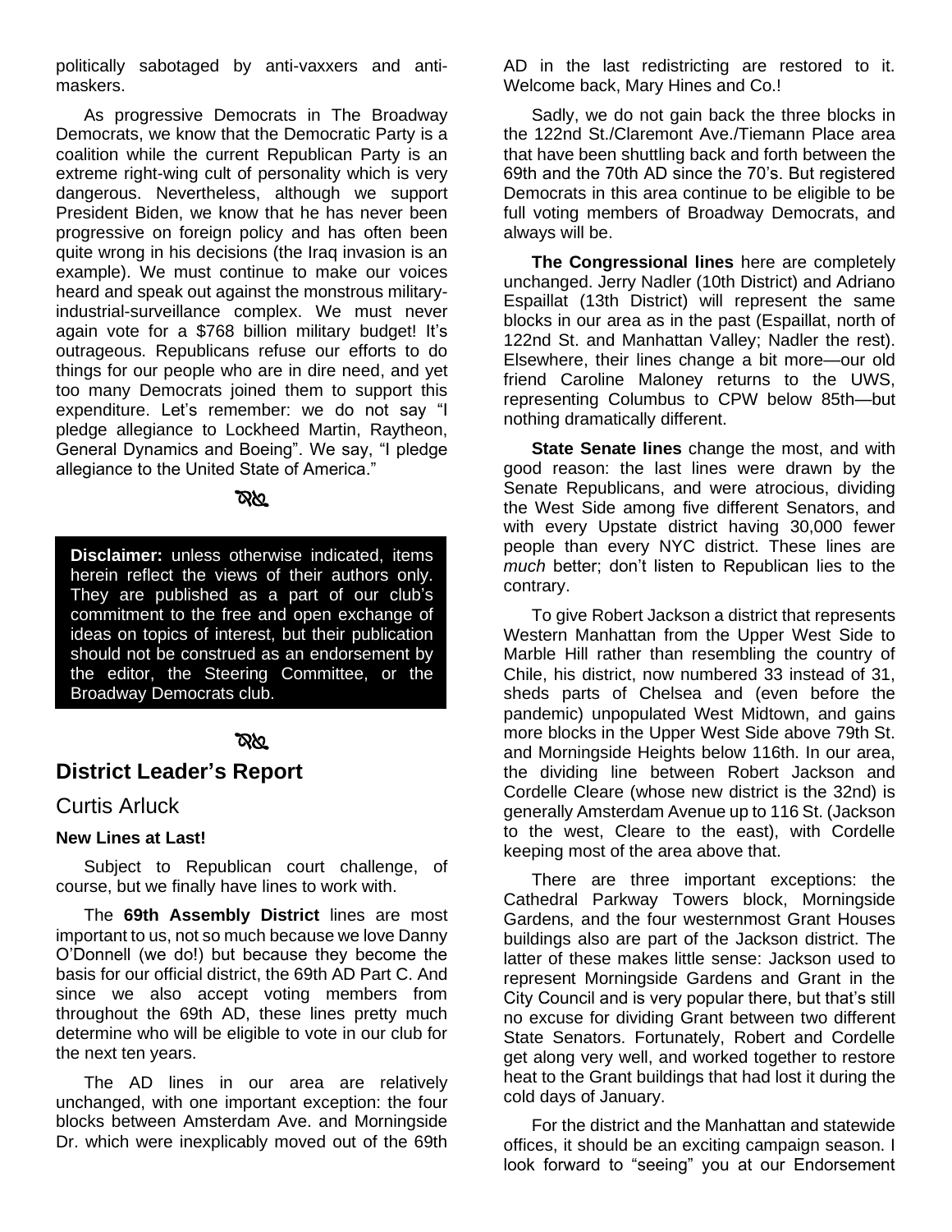politically sabotaged by anti-vaxxers and anti-maskers.

As progressive Democrats in The Broadway Democrats, we know that the Democratic Party is a coalition while the current Republican Party is an extreme right-wing cult of personality which is very dangerous. Nevertheless, although we support President Biden, we know that he has never been progressive on foreign policy and has often been quite wrong in his decisions (the Iraq invasion is an example). We must continue to make our voices heard and speak out against the monstrous military-industrial-surveillance complex. We must never again vote for a $768 billion military budget! It's outrageous. Republicans refuse our efforts to do things for our people who are in dire need, and yet too many Democrats joined them to support this expenditure. Let's remember: we do not say "I pledge allegiance to Lockheed Martin, Raytheon, General Dynamics and Boeing". We say, "I pledge allegiance to the United State of America."

**Disclaimer:** unless otherwise indicated, items herein reflect the views of their authors only. They are published as a part of our club's commitment to the free and open exchange of ideas on topics of interest, but their publication should not be construed as an endorsement by the editor, the Steering Committee, or the Broadway Democrats club.

## District Leader's Report

### Curtis Arluck

**New Lines at Last!**

Subject to Republican court challenge, of course, but we finally have lines to work with.

The **69th Assembly District** lines are most important to us, not so much because we love Danny O'Donnell (we do!) but because they become the basis for our official district, the 69th AD Part C. And since we also accept voting members from throughout the 69th AD, these lines pretty much determine who will be eligible to vote in our club for the next ten years.

The AD lines in our area are relatively unchanged, with one important exception: the four blocks between Amsterdam Ave. and Morningside Dr. which were inexplicably moved out of the 69th AD in the last redistricting are restored to it. Welcome back, Mary Hines and Co.!

Sadly, we do not gain back the three blocks in the 122nd St./Claremont Ave./Tiemann Place area that have been shuttling back and forth between the 69th and the 70th AD since the 70's. But registered Democrats in this area continue to be eligible to be full voting members of Broadway Democrats, and always will be.

**The Congressional lines** here are completely unchanged. Jerry Nadler (10th District) and Adriano Espaillat (13th District) will represent the same blocks in our area as in the past (Espaillat, north of 122nd St. and Manhattan Valley; Nadler the rest). Elsewhere, their lines change a bit more—our old friend Caroline Maloney returns to the UWS, representing Columbus to CPW below 85th—but nothing dramatically different.

**State Senate lines** change the most, and with good reason: the last lines were drawn by the Senate Republicans, and were atrocious, dividing the West Side among five different Senators, and with every Upstate district having 30,000 fewer people than every NYC district. These lines are *much* better; don't listen to Republican lies to the contrary.

To give Robert Jackson a district that represents Western Manhattan from the Upper West Side to Marble Hill rather than resembling the country of Chile, his district, now numbered 33 instead of 31, sheds parts of Chelsea and (even before the pandemic) unpopulated West Midtown, and gains more blocks in the Upper West Side above 79th St. and Morningside Heights below 116th. In our area, the dividing line between Robert Jackson and Cordelle Cleare (whose new district is the 32nd) is generally Amsterdam Avenue up to 116 St. (Jackson to the west, Cleare to the east), with Cordelle keeping most of the area above that.

There are three important exceptions: the Cathedral Parkway Towers block, Morningside Gardens, and the four westernmost Grant Houses buildings also are part of the Jackson district. The latter of these makes little sense: Jackson used to represent Morningside Gardens and Grant in the City Council and is very popular there, but that's still no excuse for dividing Grant between two different State Senators. Fortunately, Robert and Cordelle get along very well, and worked together to restore heat to the Grant buildings that had lost it during the cold days of January.

For the district and the Manhattan and statewide offices, it should be an exciting campaign season. I look forward to "seeing" you at our Endorsement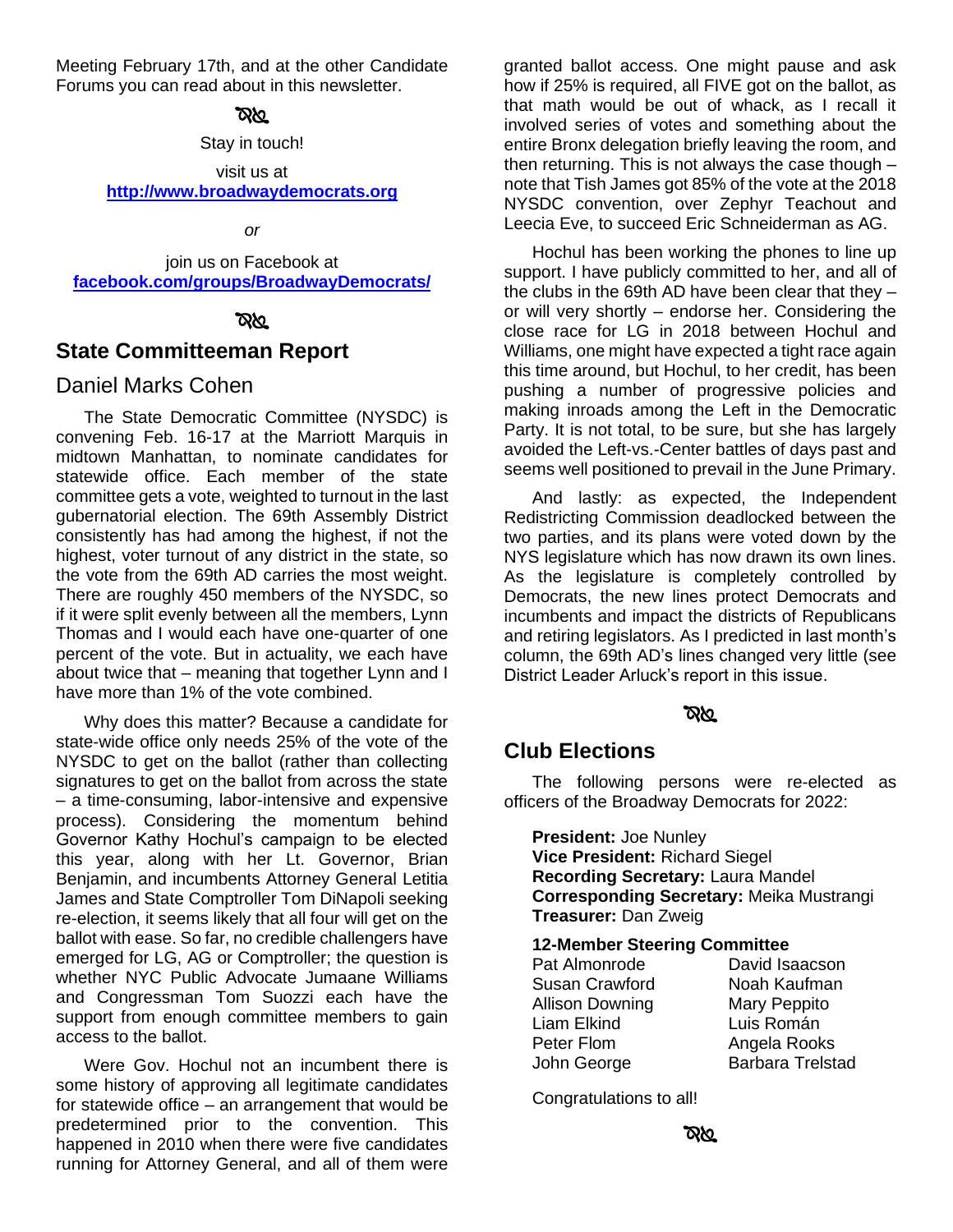Meeting February 17th, and at the other Candidate Forums you can read about in this newsletter.

ꝏ

Stay in touch!

visit us at
**http://www.broadwaydemocrats.org**

*or*

join us on Facebook at
**facebook.com/groups/BroadwayDemocrats/**

ꝏ

## State Committeeman Report

### Daniel Marks Cohen

The State Democratic Committee (NYSDC) is convening Feb. 16-17 at the Marriott Marquis in midtown Manhattan, to nominate candidates for statewide office. Each member of the state committee gets a vote, weighted to turnout in the last gubernatorial election. The 69th Assembly District consistently has had among the highest, if not the highest, voter turnout of any district in the state, so the vote from the 69th AD carries the most weight. There are roughly 450 members of the NYSDC, so if it were split evenly between all the members, Lynn Thomas and I would each have one-quarter of one percent of the vote. But in actuality, we each have about twice that – meaning that together Lynn and I have more than 1% of the vote combined.

Why does this matter? Because a candidate for state-wide office only needs 25% of the vote of the NYSDC to get on the ballot (rather than collecting signatures to get on the ballot from across the state – a time-consuming, labor-intensive and expensive process). Considering the momentum behind Governor Kathy Hochul's campaign to be elected this year, along with her Lt. Governor, Brian Benjamin, and incumbents Attorney General Letitia James and State Comptroller Tom DiNapoli seeking re-election, it seems likely that all four will get on the ballot with ease. So far, no credible challengers have emerged for LG, AG or Comptroller; the question is whether NYC Public Advocate Jumaane Williams and Congressman Tom Suozzi each have the support from enough committee members to gain access to the ballot.

Were Gov. Hochul not an incumbent there is some history of approving all legitimate candidates for statewide office – an arrangement that would be predetermined prior to the convention. This happened in 2010 when there were five candidates running for Attorney General, and all of them were granted ballot access. One might pause and ask how if 25% is required, all FIVE got on the ballot, as that math would be out of whack, as I recall it involved series of votes and something about the entire Bronx delegation briefly leaving the room, and then returning. This is not always the case though – note that Tish James got 85% of the vote at the 2018 NYSDC convention, over Zephyr Teachout and Leecia Eve, to succeed Eric Schneiderman as AG.

Hochul has been working the phones to line up support. I have publicly committed to her, and all of the clubs in the 69th AD have been clear that they – or will very shortly – endorse her. Considering the close race for LG in 2018 between Hochul and Williams, one might have expected a tight race again this time around, but Hochul, to her credit, has been pushing a number of progressive policies and making inroads among the Left in the Democratic Party. It is not total, to be sure, but she has largely avoided the Left-vs.-Center battles of days past and seems well positioned to prevail in the June Primary.

And lastly: as expected, the Independent Redistricting Commission deadlocked between the two parties, and its plans were voted down by the NYS legislature which has now drawn its own lines. As the legislature is completely controlled by Democrats, the new lines protect Democrats and incumbents and impact the districts of Republicans and retiring legislators. As I predicted in last month's column, the 69th AD's lines changed very little (see District Leader Arluck's report in this issue.

ꝏ

## Club Elections

The following persons were re-elected as officers of the Broadway Democrats for 2022:

**President:** Joe Nunley
**Vice President:** Richard Siegel
**Recording Secretary:** Laura Mandel
**Corresponding Secretary:** Meika Mustrangi
**Treasurer:** Dan Zweig

**12-Member Steering Committee**

| | |
|---|---|
| Pat Almonrode | David Isaacson |
| Susan Crawford | Noah Kaufman |
| Allison Downing | Mary Peppito |
| Liam Elkind | Luis Román |
| Peter Flom | Angela Rooks |
| John George | Barbara Trelstad |

Congratulations to all!

ꝏ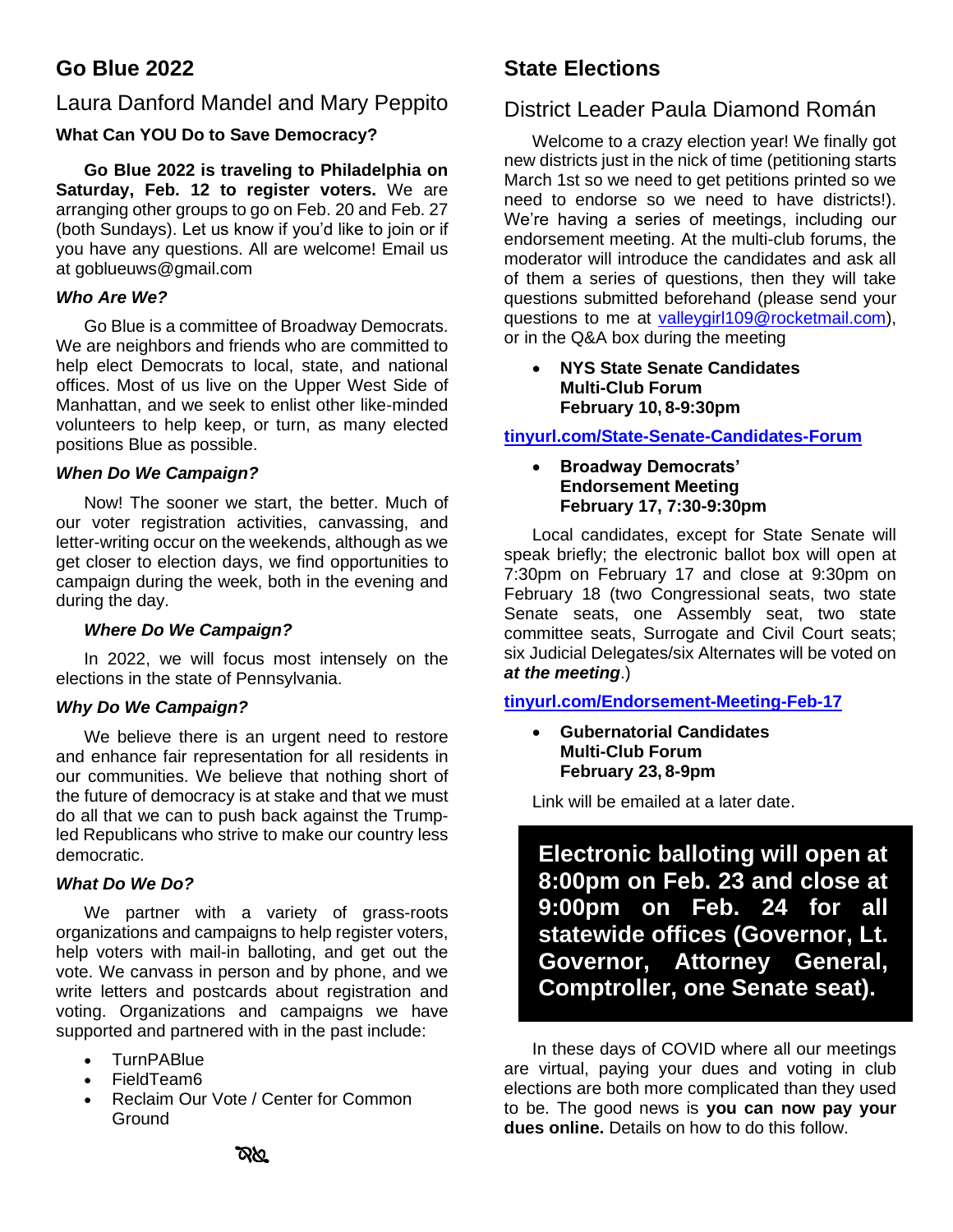## Go Blue 2022

### Laura Danford Mandel and Mary Peppito

**What Can YOU Do to Save Democracy?**

**Go Blue 2022 is traveling to Philadelphia on Saturday, Feb. 12 to register voters.** We are arranging other groups to go on Feb. 20 and Feb. 27 (both Sundays). Let us know if you'd like to join or if you have any questions. All are welcome! Email us at goblueuws@gmail.com

***Who Are We?***

Go Blue is a committee of Broadway Democrats. We are neighbors and friends who are committed to help elect Democrats to local, state, and national offices. Most of us live on the Upper West Side of Manhattan, and we seek to enlist other like-minded volunteers to help keep, or turn, as many elected positions Blue as possible.

***When Do We Campaign?***

Now! The sooner we start, the better. Much of our voter registration activities, canvassing, and letter-writing occur on the weekends, although as we get closer to election days, we find opportunities to campaign during the week, both in the evening and during the day.

***Where Do We Campaign?***

In 2022, we will focus most intensely on the elections in the state of Pennsylvania.

***Why Do We Campaign?***

We believe there is an urgent need to restore and enhance fair representation for all residents in our communities. We believe that nothing short of the future of democracy is at stake and that we must do all that we can to push back against the Trump-led Republicans who strive to make our country less democratic.

***What Do We Do?***

We partner with a variety of grass-roots organizations and campaigns to help register voters, help voters with mail-in balloting, and get out the vote. We canvass in person and by phone, and we write letters and postcards about registration and voting. Organizations and campaigns we have supported and partnered with in the past include:

- TurnPABlue
- FieldTeam6
- Reclaim Our Vote / Center for Common Ground

## State Elections

### District Leader Paula Diamond Román

Welcome to a crazy election year! We finally got new districts just in the nick of time (petitioning starts March 1st so we need to get petitions printed so we need to endorse so we need to have districts!). We're having a series of meetings, including our endorsement meeting. At the multi-club forums, the moderator will introduce the candidates and ask all of them a series of questions, then they will take questions submitted beforehand (please send your questions to me at valleygirl109@rocketmail.com), or in the Q&A box during the meeting

- **NYS State Senate Candidates Multi-Club Forum February 10, 8-9:30pm**

**tinyurl.com/State-Senate-Candidates-Forum**

- **Broadway Democrats' Endorsement Meeting February 17, 7:30-9:30pm**

Local candidates, except for State Senate will speak briefly; the electronic ballot box will open at 7:30pm on February 17 and close at 9:30pm on February 18 (two Congressional seats, two state Senate seats, one Assembly seat, two state committee seats, Surrogate and Civil Court seats; six Judicial Delegates/six Alternates will be voted on ***at the meeting***.)

**tinyurl.com/Endorsement-Meeting-Feb-17**

- **Gubernatorial Candidates Multi-Club Forum February 23, 8-9pm**

Link will be emailed at a later date.

**Electronic balloting will open at 8:00pm on Feb. 23 and close at 9:00pm on Feb. 24 for all statewide offices (Governor, Lt. Governor, Attorney General, Comptroller, one Senate seat).**

In these days of COVID where all our meetings are virtual, paying your dues and voting in club elections are both more complicated than they used to be. The good news is **you can now pay your dues online.** Details on how to do this follow.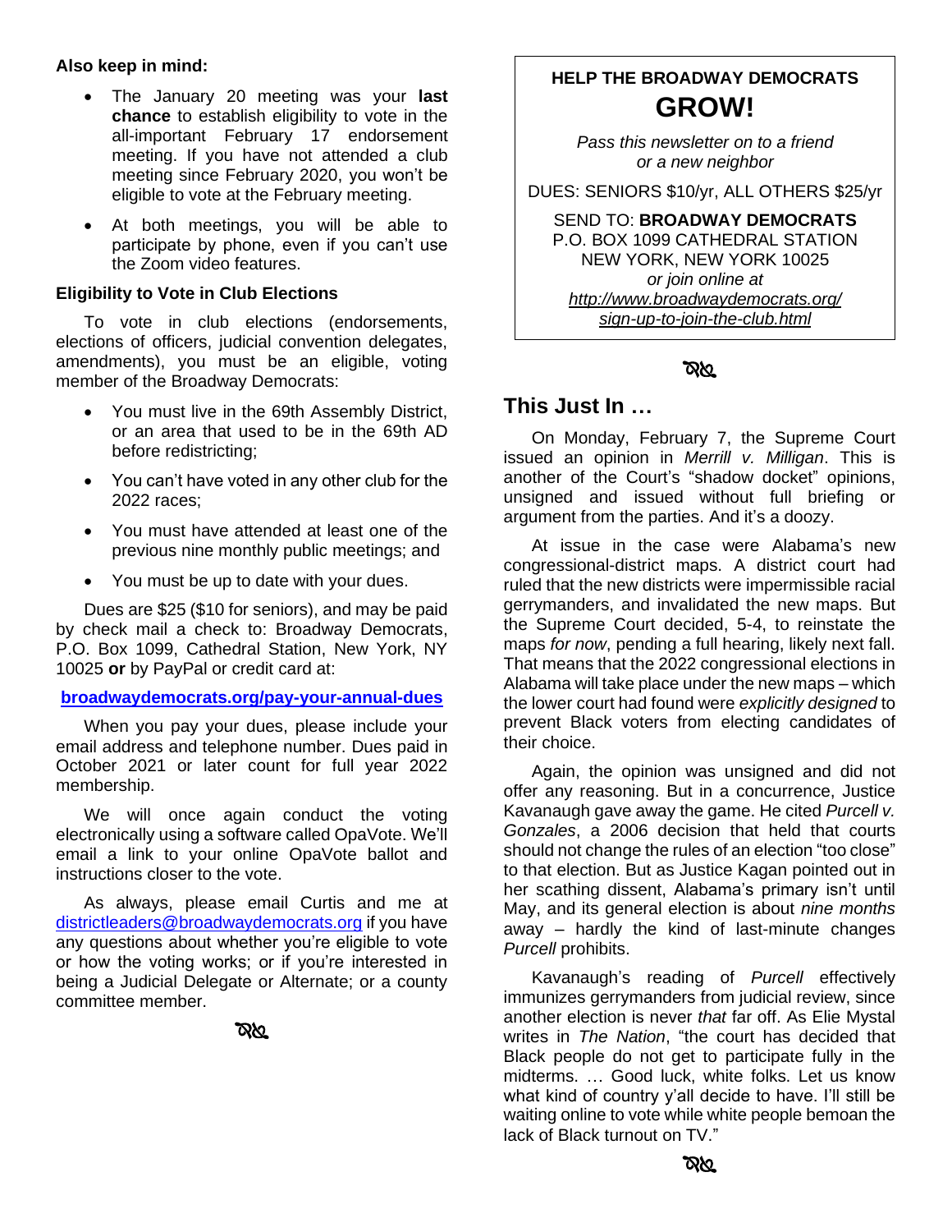**Also keep in mind:**

- The January 20 meeting was your **last chance** to establish eligibility to vote in the all-important February 17 endorsement meeting. If you have not attended a club meeting since February 2020, you won't be eligible to vote at the February meeting.
- At both meetings, you will be able to participate by phone, even if you can't use the Zoom video features.

**Eligibility to Vote in Club Elections**

To vote in club elections (endorsements, elections of officers, judicial convention delegates, amendments), you must be an eligible, voting member of the Broadway Democrats:

- You must live in the 69th Assembly District, or an area that used to be in the 69th AD before redistricting;
- You can't have voted in any other club for the 2022 races;
- You must have attended at least one of the previous nine monthly public meetings; and
- You must be up to date with your dues.

Dues are $25 ($10 for seniors), and may be paid by check mail a check to: Broadway Democrats, P.O. Box 1099, Cathedral Station, New York, NY 10025 **or** by PayPal or credit card at:

**broadwaydemocrats.org/pay-your-annual-dues**

When you pay your dues, please include your email address and telephone number. Dues paid in October 2021 or later count for full year 2022 membership.

We will once again conduct the voting electronically using a software called OpaVote. We'll email a link to your online OpaVote ballot and instructions closer to the vote.

As always, please email Curtis and me at districtleaders@broadwaydemocrats.org if you have any questions about whether you're eligible to vote or how the voting works; or if you're interested in being a Judicial Delegate or Alternate; or a county committee member.

---

**HELP THE BROADWAY DEMOCRATS**

**GROW!**

*Pass this newsletter on to a friend or a new neighbor*

DUES: SENIORS $10/yr, ALL OTHERS $25/yr

SEND TO: **BROADWAY DEMOCRATS**
P.O. BOX 1099 CATHEDRAL STATION
NEW YORK, NEW YORK 10025
*or join online at*
*http://www.broadwaydemocrats.org/sign-up-to-join-the-club.html*

---

## This Just In …

On Monday, February 7, the Supreme Court issued an opinion in *Merrill v. Milligan*. This is another of the Court's "shadow docket" opinions, unsigned and issued without full briefing or argument from the parties. And it's a doozy.

At issue in the case were Alabama's new congressional-district maps. A district court had ruled that the new districts were impermissible racial gerrymanders, and invalidated the new maps. But the Supreme Court decided, 5-4, to reinstate the maps *for now*, pending a full hearing, likely next fall. That means that the 2022 congressional elections in Alabama will take place under the new maps – which the lower court had found were *explicitly designed* to prevent Black voters from electing candidates of their choice.

Again, the opinion was unsigned and did not offer any reasoning. But in a concurrence, Justice Kavanaugh gave away the game. He cited *Purcell v. Gonzales*, a 2006 decision that held that courts should not change the rules of an election "too close" to that election. But as Justice Kagan pointed out in her scathing dissent, Alabama's primary isn't until May, and its general election is about *nine months* away – hardly the kind of last-minute changes *Purcell* prohibits.

Kavanaugh's reading of *Purcell* effectively immunizes gerrymanders from judicial review, since another election is never *that* far off. As Elie Mystal writes in *The Nation*, "the court has decided that Black people do not get to participate fully in the midterms. … Good luck, white folks. Let us know what kind of country y'all decide to have. I'll still be waiting online to vote while white people bemoan the lack of Black turnout on TV."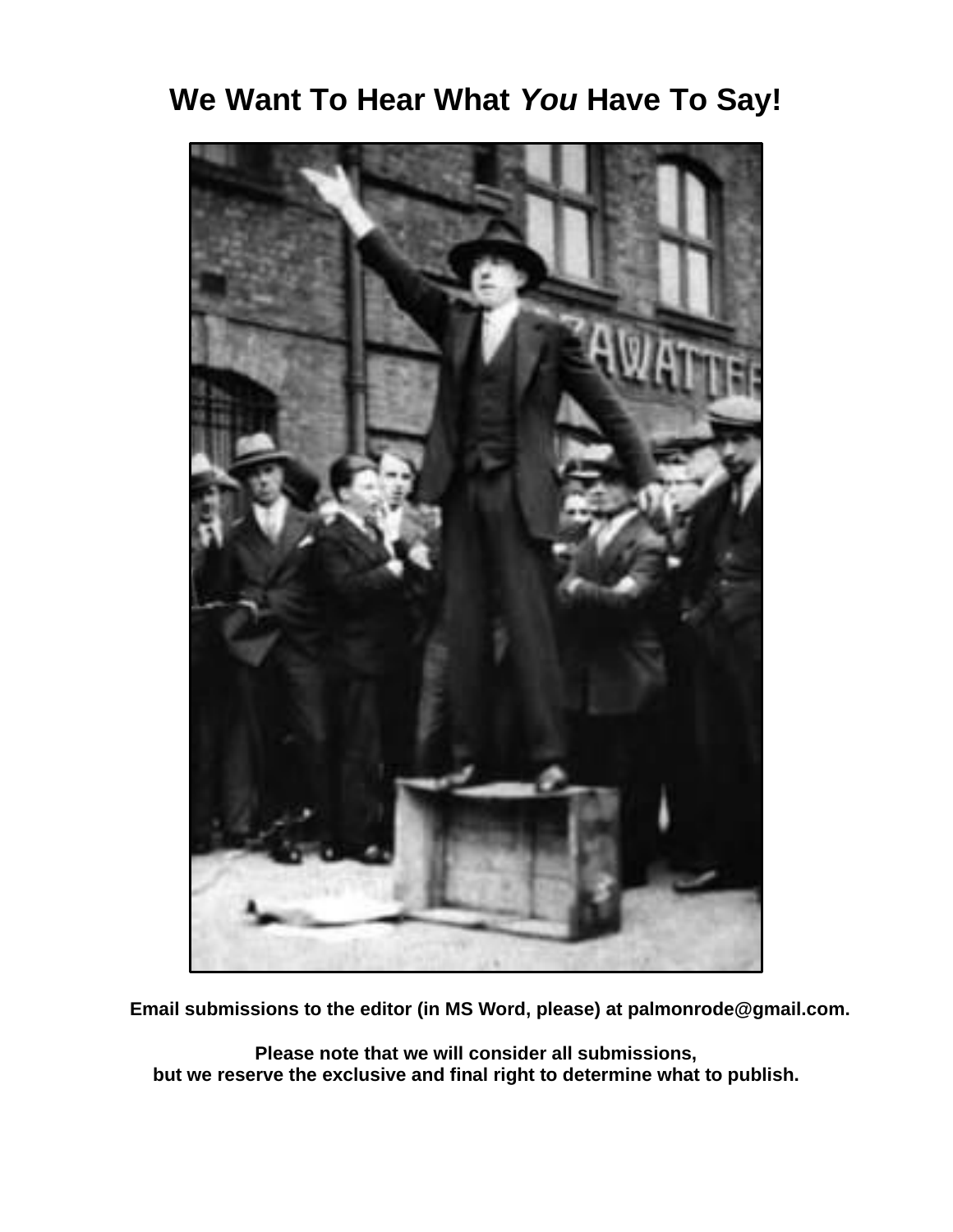# We Want To Hear What *You* Have To Say!

**Email submissions to the editor (in MS Word, please) at palmonrode@gmail.com.**

**Please note that we will consider all submissions,**
**but we reserve the exclusive and final right to determine what to publish.**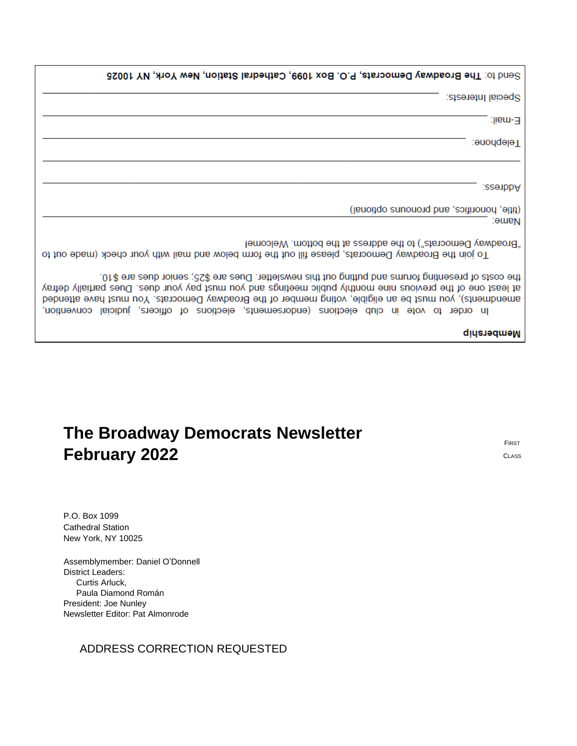**Membership**

In order to vote in club elections (endorsements, elections of officers, judicial convention, amendments), you must be an eligible, voting member of the Broadway Democrats. You must have attended at least one of the previous nine monthly public meetings and you must pay your dues. Dues partially defray the costs of presenting forums and putting out this newsletter. Dues are $25; senior dues are $10.

To join the Broadway Democrats, please fill out the form below and mail with your check (made out to "Broadway Democrats") to the address at the bottom. Welcome!

Name: ______________________________
(title, honorifics, and pronouns optional)

Address: ______________________________

______________________________

Telephone: ______________________________

E-mail: ______________________________

Special Interests: ______________________________

Send to: **The Broadway Democrats, P.O. Box 1099, Cathedral Station, New York, NY 10025**

# The Broadway Democrats Newsletter February 2022

FIRST CLASS

P.O. Box 1099
Cathedral Station
New York, NY 10025

Assemblymember: Daniel O'Donnell
District Leaders:
Curtis Arluck,
Paula Diamond Román
President: Joe Nunley
Newsletter Editor: Pat Almonrode

ADDRESS CORRECTION REQUESTED